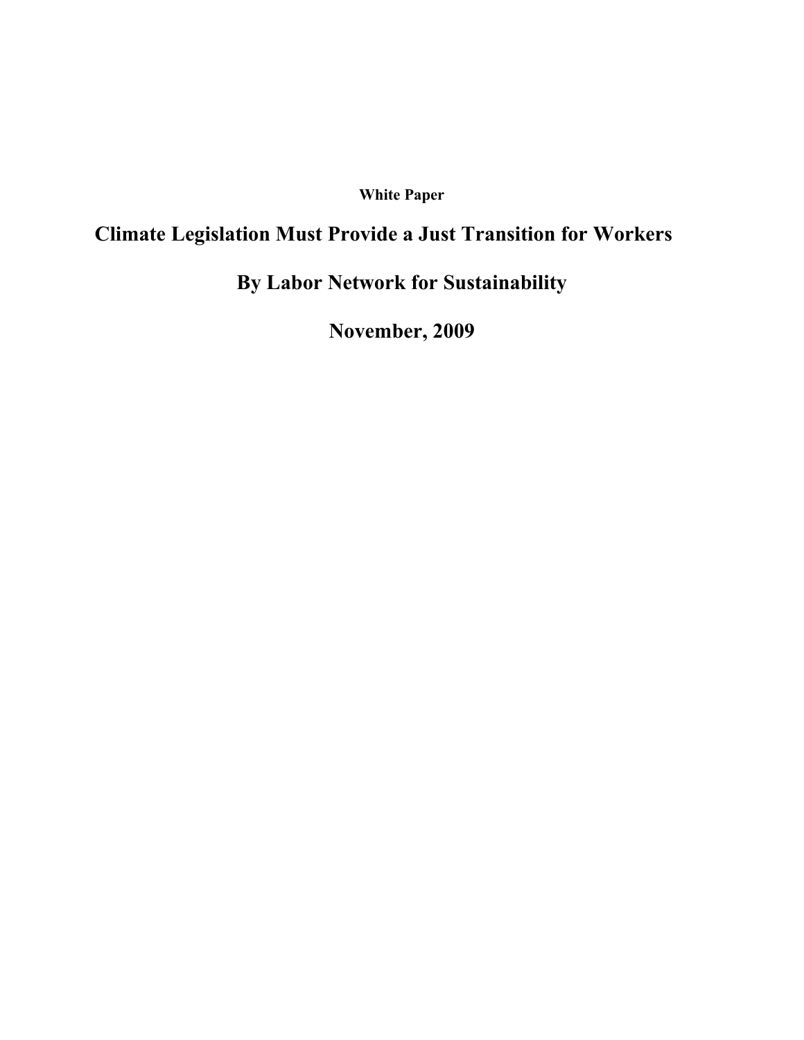**White Paper**

# Climate Legislation Must Provide a Just Transition for Workers

## By Labor Network for Sustainability

## November, 2009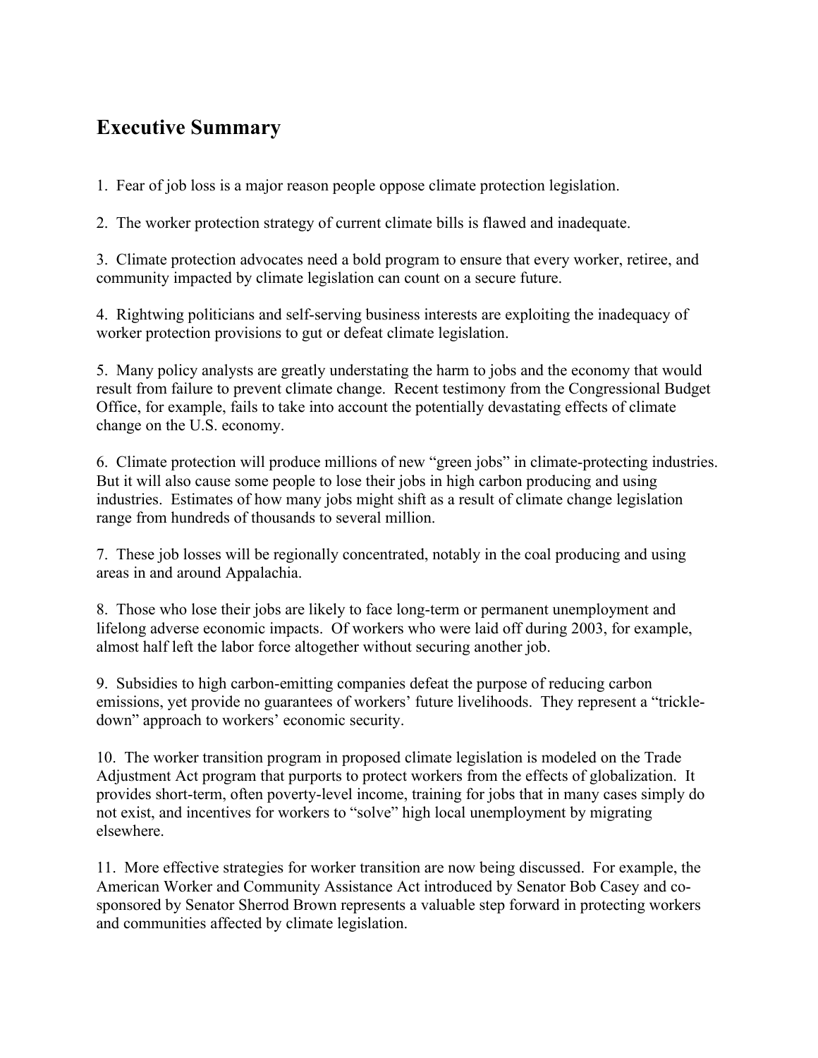## Executive Summary

1. Fear of job loss is a major reason people oppose climate protection legislation.

2. The worker protection strategy of current climate bills is flawed and inadequate.

3. Climate protection advocates need a bold program to ensure that every worker, retiree, and community impacted by climate legislation can count on a secure future.

4. Rightwing politicians and self-serving business interests are exploiting the inadequacy of worker protection provisions to gut or defeat climate legislation.

5. Many policy analysts are greatly understating the harm to jobs and the economy that would result from failure to prevent climate change. Recent testimony from the Congressional Budget Office, for example, fails to take into account the potentially devastating effects of climate change on the U.S. economy.

6. Climate protection will produce millions of new "green jobs" in climate-protecting industries. But it will also cause some people to lose their jobs in high carbon producing and using industries. Estimates of how many jobs might shift as a result of climate change legislation range from hundreds of thousands to several million.

7. These job losses will be regionally concentrated, notably in the coal producing and using areas in and around Appalachia.

8. Those who lose their jobs are likely to face long-term or permanent unemployment and lifelong adverse economic impacts. Of workers who were laid off during 2003, for example, almost half left the labor force altogether without securing another job.

9. Subsidies to high carbon-emitting companies defeat the purpose of reducing carbon emissions, yet provide no guarantees of workers' future livelihoods. They represent a "trickle-down" approach to workers' economic security.

10. The worker transition program in proposed climate legislation is modeled on the Trade Adjustment Act program that purports to protect workers from the effects of globalization. It provides short-term, often poverty-level income, training for jobs that in many cases simply do not exist, and incentives for workers to "solve" high local unemployment by migrating elsewhere.

11. More effective strategies for worker transition are now being discussed. For example, the American Worker and Community Assistance Act introduced by Senator Bob Casey and co-sponsored by Senator Sherrod Brown represents a valuable step forward in protecting workers and communities affected by climate legislation.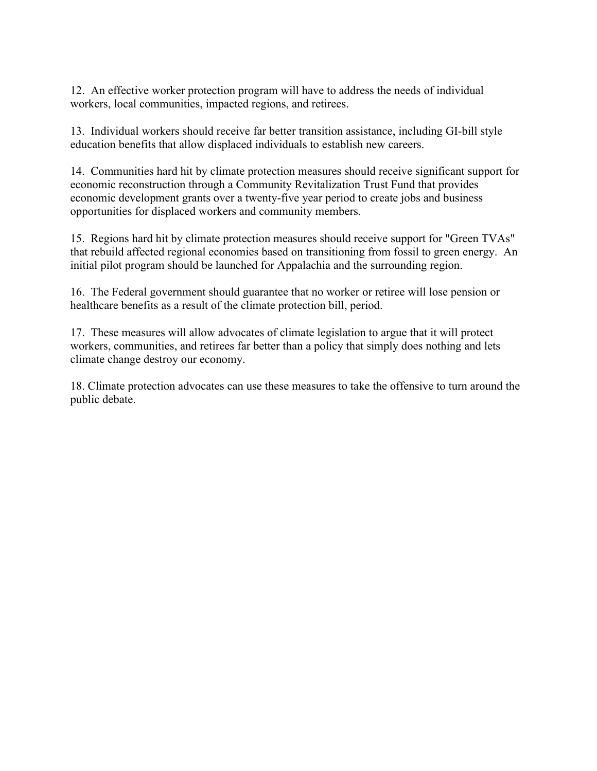12. An effective worker protection program will have to address the needs of individual workers, local communities, impacted regions, and retirees.

13. Individual workers should receive far better transition assistance, including GI-bill style education benefits that allow displaced individuals to establish new careers.

14. Communities hard hit by climate protection measures should receive significant support for economic reconstruction through a Community Revitalization Trust Fund that provides economic development grants over a twenty-five year period to create jobs and business opportunities for displaced workers and community members.

15. Regions hard hit by climate protection measures should receive support for "Green TVAs" that rebuild affected regional economies based on transitioning from fossil to green energy. An initial pilot program should be launched for Appalachia and the surrounding region.

16. The Federal government should guarantee that no worker or retiree will lose pension or healthcare benefits as a result of the climate protection bill, period.

17. These measures will allow advocates of climate legislation to argue that it will protect workers, communities, and retirees far better than a policy that simply does nothing and lets climate change destroy our economy.

18. Climate protection advocates can use these measures to take the offensive to turn around the public debate.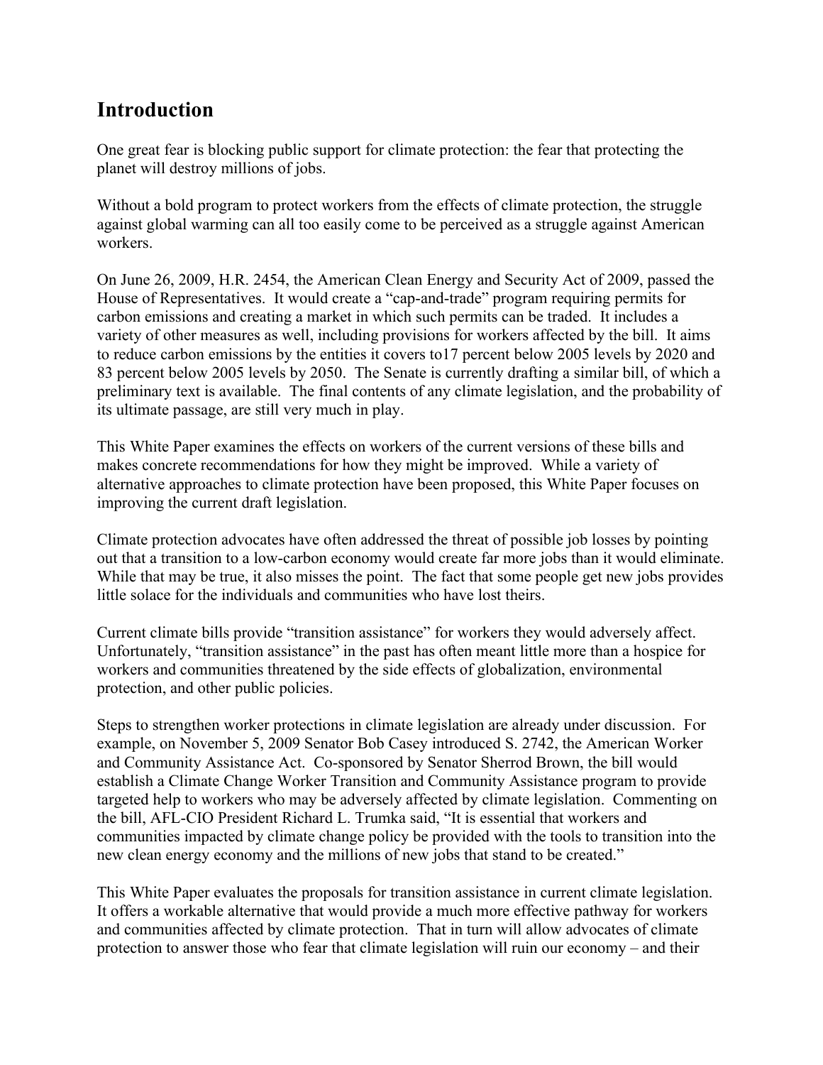## Introduction

One great fear is blocking public support for climate protection: the fear that protecting the planet will destroy millions of jobs.

Without a bold program to protect workers from the effects of climate protection, the struggle against global warming can all too easily come to be perceived as a struggle against American workers.

On June 26, 2009, H.R. 2454, the American Clean Energy and Security Act of 2009, passed the House of Representatives. It would create a "cap-and-trade" program requiring permits for carbon emissions and creating a market in which such permits can be traded. It includes a variety of other measures as well, including provisions for workers affected by the bill. It aims to reduce carbon emissions by the entities it covers to17 percent below 2005 levels by 2020 and 83 percent below 2005 levels by 2050. The Senate is currently drafting a similar bill, of which a preliminary text is available. The final contents of any climate legislation, and the probability of its ultimate passage, are still very much in play.

This White Paper examines the effects on workers of the current versions of these bills and makes concrete recommendations for how they might be improved. While a variety of alternative approaches to climate protection have been proposed, this White Paper focuses on improving the current draft legislation.

Climate protection advocates have often addressed the threat of possible job losses by pointing out that a transition to a low-carbon economy would create far more jobs than it would eliminate. While that may be true, it also misses the point. The fact that some people get new jobs provides little solace for the individuals and communities who have lost theirs.

Current climate bills provide "transition assistance" for workers they would adversely affect. Unfortunately, "transition assistance" in the past has often meant little more than a hospice for workers and communities threatened by the side effects of globalization, environmental protection, and other public policies.

Steps to strengthen worker protections in climate legislation are already under discussion. For example, on November 5, 2009 Senator Bob Casey introduced S. 2742, the American Worker and Community Assistance Act. Co-sponsored by Senator Sherrod Brown, the bill would establish a Climate Change Worker Transition and Community Assistance program to provide targeted help to workers who may be adversely affected by climate legislation. Commenting on the bill, AFL-CIO President Richard L. Trumka said, "It is essential that workers and communities impacted by climate change policy be provided with the tools to transition into the new clean energy economy and the millions of new jobs that stand to be created."

This White Paper evaluates the proposals for transition assistance in current climate legislation. It offers a workable alternative that would provide a much more effective pathway for workers and communities affected by climate protection. That in turn will allow advocates of climate protection to answer those who fear that climate legislation will ruin our economy – and their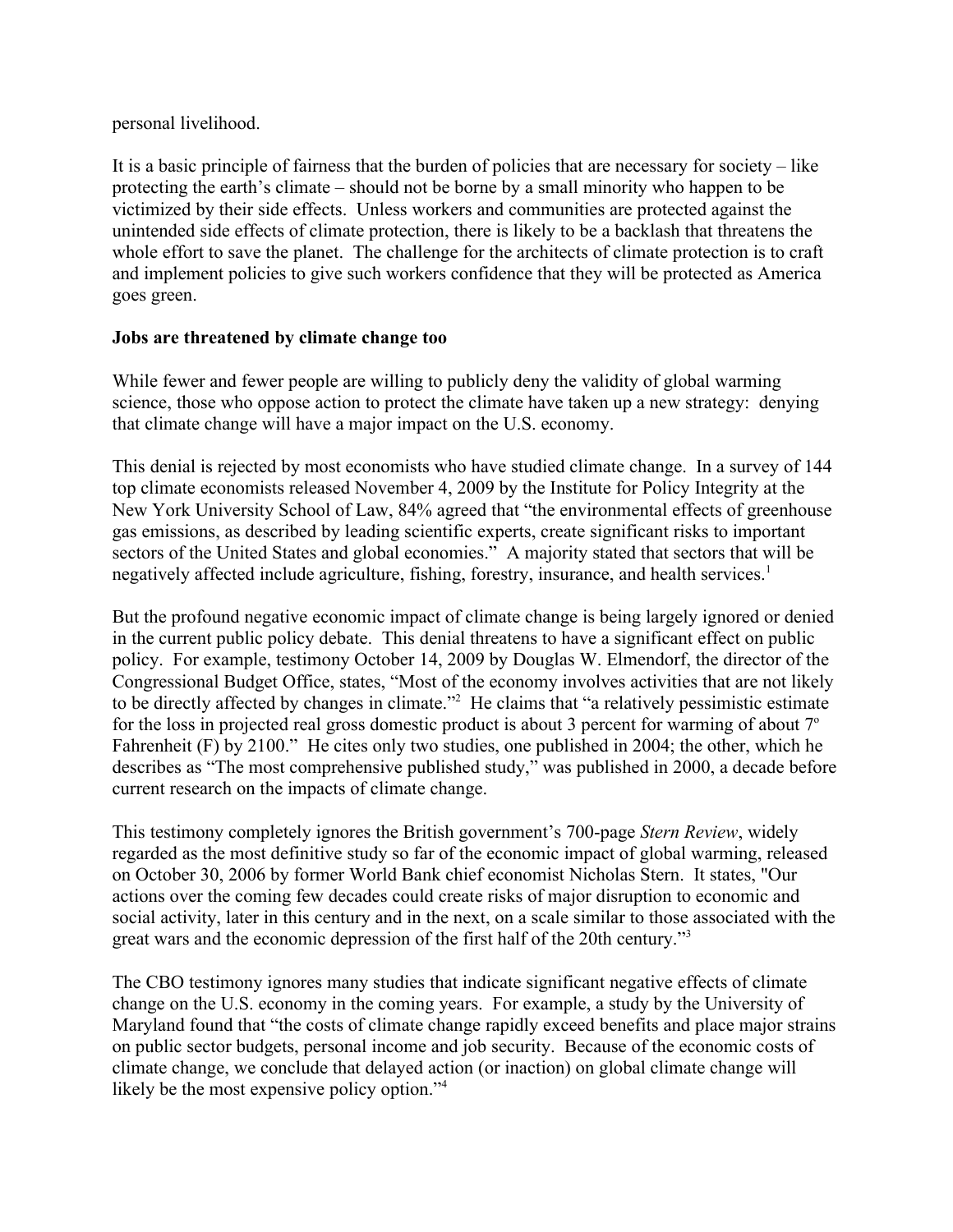personal livelihood.

It is a basic principle of fairness that the burden of policies that are necessary for society – like protecting the earth's climate – should not be borne by a small minority who happen to be victimized by their side effects. Unless workers and communities are protected against the unintended side effects of climate protection, there is likely to be a backlash that threatens the whole effort to save the planet. The challenge for the architects of climate protection is to craft and implement policies to give such workers confidence that they will be protected as America goes green.

**Jobs are threatened by climate change too**

While fewer and fewer people are willing to publicly deny the validity of global warming science, those who oppose action to protect the climate have taken up a new strategy: denying that climate change will have a major impact on the U.S. economy.

This denial is rejected by most economists who have studied climate change. In a survey of 144 top climate economists released November 4, 2009 by the Institute for Policy Integrity at the New York University School of Law, 84% agreed that "the environmental effects of greenhouse gas emissions, as described by leading scientific experts, create significant risks to important sectors of the United States and global economies." A majority stated that sectors that will be negatively affected include agriculture, fishing, forestry, insurance, and health services.[1]

But the profound negative economic impact of climate change is being largely ignored or denied in the current public policy debate. This denial threatens to have a significant effect on public policy. For example, testimony October 14, 2009 by Douglas W. Elmendorf, the director of the Congressional Budget Office, states, "Most of the economy involves activities that are not likely to be directly affected by changes in climate."[2] He claims that "a relatively pessimistic estimate for the loss in projected real gross domestic product is about 3 percent for warming of about 7º Fahrenheit (F) by 2100." He cites only two studies, one published in 2004; the other, which he describes as "The most comprehensive published study," was published in 2000, a decade before current research on the impacts of climate change.

This testimony completely ignores the British government's 700-page *Stern Review*, widely regarded as the most definitive study so far of the economic impact of global warming, released on October 30, 2006 by former World Bank chief economist Nicholas Stern. It states, "Our actions over the coming few decades could create risks of major disruption to economic and social activity, later in this century and in the next, on a scale similar to those associated with the great wars and the economic depression of the first half of the 20th century."[3]

The CBO testimony ignores many studies that indicate significant negative effects of climate change on the U.S. economy in the coming years. For example, a study by the University of Maryland found that "the costs of climate change rapidly exceed benefits and place major strains on public sector budgets, personal income and job security. Because of the economic costs of climate change, we conclude that delayed action (or inaction) on global climate change will likely be the most expensive policy option."[4]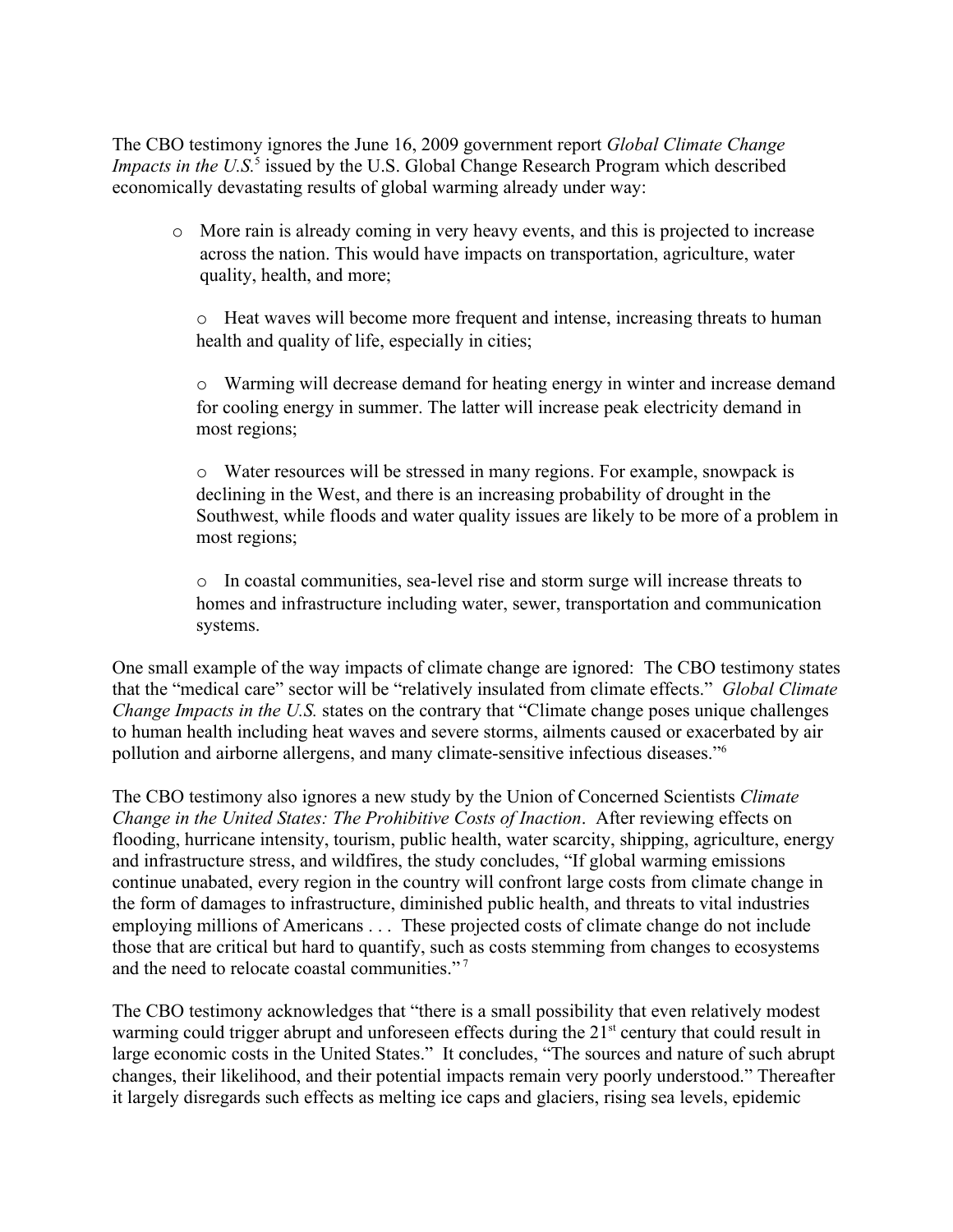The CBO testimony ignores the June 16, 2009 government report *Global Climate Change Impacts in the U.S.*[5] issued by the U.S. Global Change Research Program which described economically devastating results of global warming already under way:

- More rain is already coming in very heavy events, and this is projected to increase across the nation. This would have impacts on transportation, agriculture, water quality, health, and more;
- Heat waves will become more frequent and intense, increasing threats to human health and quality of life, especially in cities;
- Warming will decrease demand for heating energy in winter and increase demand for cooling energy in summer. The latter will increase peak electricity demand in most regions;
- Water resources will be stressed in many regions. For example, snowpack is declining in the West, and there is an increasing probability of drought in the Southwest, while floods and water quality issues are likely to be more of a problem in most regions;
- In coastal communities, sea-level rise and storm surge will increase threats to homes and infrastructure including water, sewer, transportation and communication systems.

One small example of the way impacts of climate change are ignored: The CBO testimony states that the "medical care" sector will be "relatively insulated from climate effects." *Global Climate Change Impacts in the U.S.* states on the contrary that "Climate change poses unique challenges to human health including heat waves and severe storms, ailments caused or exacerbated by air pollution and airborne allergens, and many climate-sensitive infectious diseases."[6]

The CBO testimony also ignores a new study by the Union of Concerned Scientists *Climate Change in the United States: The Prohibitive Costs of Inaction*. After reviewing effects on flooding, hurricane intensity, tourism, public health, water scarcity, shipping, agriculture, energy and infrastructure stress, and wildfires, the study concludes, "If global warming emissions continue unabated, every region in the country will confront large costs from climate change in the form of damages to infrastructure, diminished public health, and threats to vital industries employing millions of Americans . . . These projected costs of climate change do not include those that are critical but hard to quantify, such as costs stemming from changes to ecosystems and the need to relocate coastal communities."[7]

The CBO testimony acknowledges that "there is a small possibility that even relatively modest warming could trigger abrupt and unforeseen effects during the 21st century that could result in large economic costs in the United States." It concludes, "The sources and nature of such abrupt changes, their likelihood, and their potential impacts remain very poorly understood." Thereafter it largely disregards such effects as melting ice caps and glaciers, rising sea levels, epidemic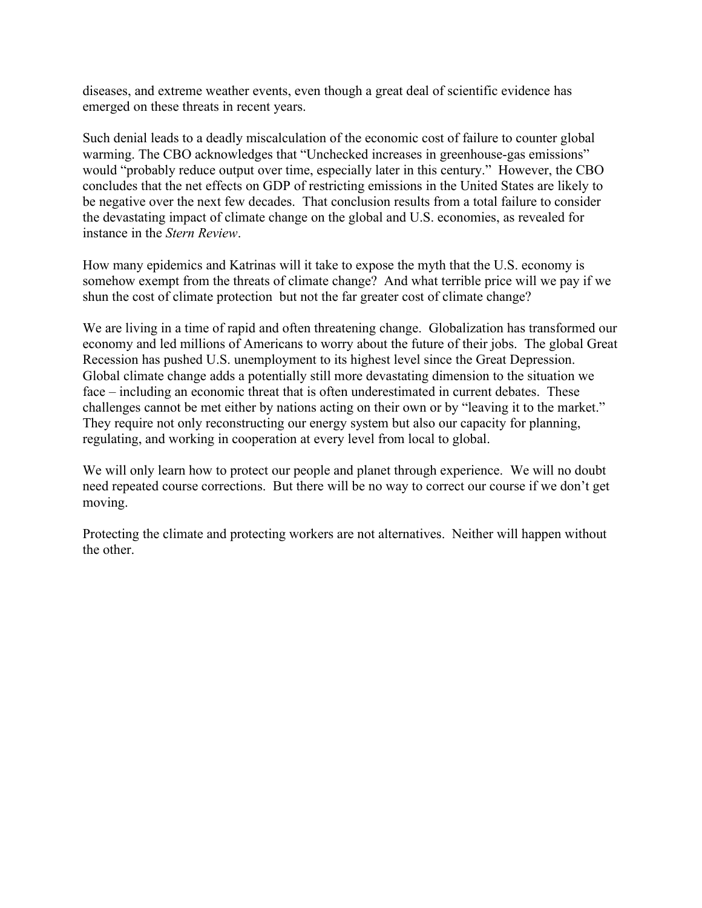diseases, and extreme weather events, even though a great deal of scientific evidence has emerged on these threats in recent years.

Such denial leads to a deadly miscalculation of the economic cost of failure to counter global warming. The CBO acknowledges that "Unchecked increases in greenhouse-gas emissions" would "probably reduce output over time, especially later in this century." However, the CBO concludes that the net effects on GDP of restricting emissions in the United States are likely to be negative over the next few decades. That conclusion results from a total failure to consider the devastating impact of climate change on the global and U.S. economies, as revealed for instance in the *Stern Review*.

How many epidemics and Katrinas will it take to expose the myth that the U.S. economy is somehow exempt from the threats of climate change? And what terrible price will we pay if we shun the cost of climate protection but not the far greater cost of climate change?

We are living in a time of rapid and often threatening change. Globalization has transformed our economy and led millions of Americans to worry about the future of their jobs. The global Great Recession has pushed U.S. unemployment to its highest level since the Great Depression. Global climate change adds a potentially still more devastating dimension to the situation we face – including an economic threat that is often underestimated in current debates. These challenges cannot be met either by nations acting on their own or by "leaving it to the market." They require not only reconstructing our energy system but also our capacity for planning, regulating, and working in cooperation at every level from local to global.

We will only learn how to protect our people and planet through experience. We will no doubt need repeated course corrections. But there will be no way to correct our course if we don't get moving.

Protecting the climate and protecting workers are not alternatives. Neither will happen without the other.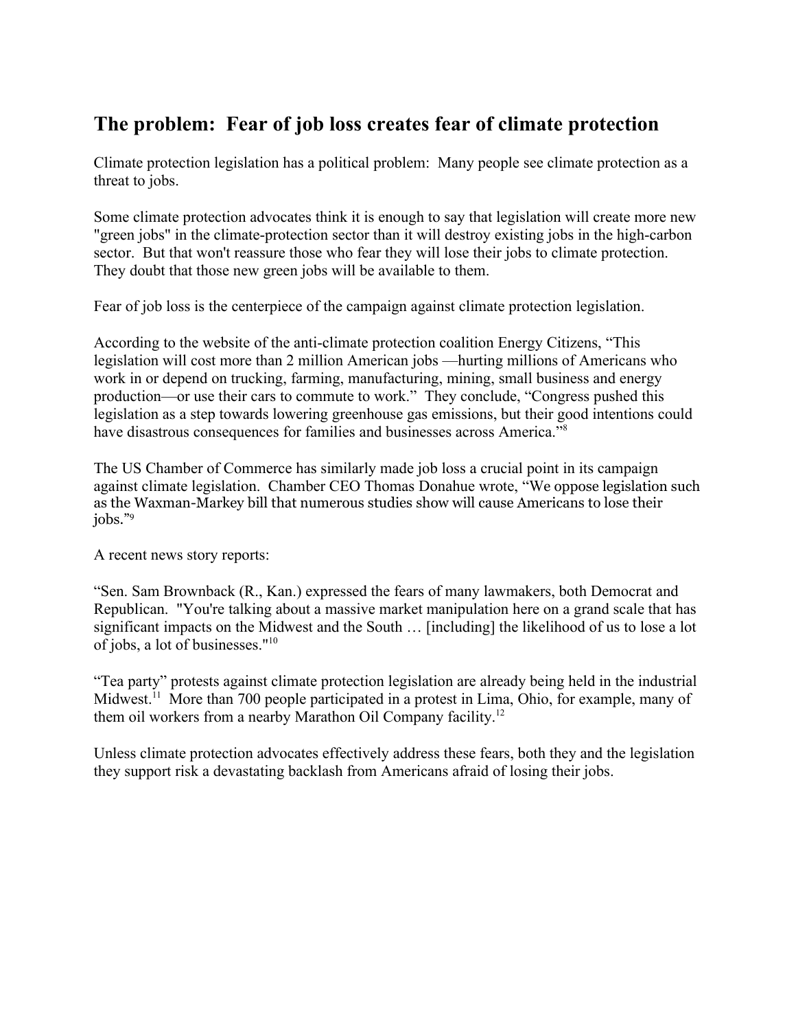## The problem: Fear of job loss creates fear of climate protection

Climate protection legislation has a political problem: Many people see climate protection as a threat to jobs.

Some climate protection advocates think it is enough to say that legislation will create more new "green jobs" in the climate-protection sector than it will destroy existing jobs in the high-carbon sector. But that won't reassure those who fear they will lose their jobs to climate protection. They doubt that those new green jobs will be available to them.

Fear of job loss is the centerpiece of the campaign against climate protection legislation.

According to the website of the anti-climate protection coalition Energy Citizens, "This legislation will cost more than 2 million American jobs —hurting millions of Americans who work in or depend on trucking, farming, manufacturing, mining, small business and energy production—or use their cars to commute to work." They conclude, "Congress pushed this legislation as a step towards lowering greenhouse gas emissions, but their good intentions could have disastrous consequences for families and businesses across America."[8]

The US Chamber of Commerce has similarly made job loss a crucial point in its campaign against climate legislation. Chamber CEO Thomas Donahue wrote, "We oppose legislation such as the Waxman-Markey bill that numerous studies show will cause Americans to lose their jobs."[9]

A recent news story reports:

"Sen. Sam Brownback (R., Kan.) expressed the fears of many lawmakers, both Democrat and Republican. "You're talking about a massive market manipulation here on a grand scale that has significant impacts on the Midwest and the South … [including] the likelihood of us to lose a lot of jobs, a lot of businesses."[10]

"Tea party" protests against climate protection legislation are already being held in the industrial Midwest.[11] More than 700 people participated in a protest in Lima, Ohio, for example, many of them oil workers from a nearby Marathon Oil Company facility.[12]

Unless climate protection advocates effectively address these fears, both they and the legislation they support risk a devastating backlash from Americans afraid of losing their jobs.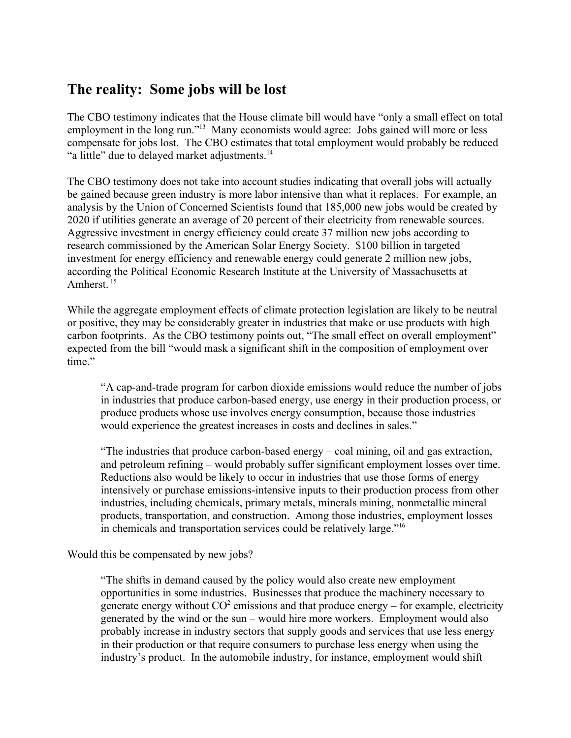## The reality: Some jobs will be lost

The CBO testimony indicates that the House climate bill would have "only a small effect on total employment in the long run."[13] Many economists would agree: Jobs gained will more or less compensate for jobs lost. The CBO estimates that total employment would probably be reduced "a little" due to delayed market adjustments.[14]

The CBO testimony does not take into account studies indicating that overall jobs will actually be gained because green industry is more labor intensive than what it replaces. For example, an analysis by the Union of Concerned Scientists found that 185,000 new jobs would be created by 2020 if utilities generate an average of 20 percent of their electricity from renewable sources. Aggressive investment in energy efficiency could create 37 million new jobs according to research commissioned by the American Solar Energy Society. $100 billion in targeted investment for energy efficiency and renewable energy could generate 2 million new jobs, according the Political Economic Research Institute at the University of Massachusetts at Amherst.[15]

While the aggregate employment effects of climate protection legislation are likely to be neutral or positive, they may be considerably greater in industries that make or use products with high carbon footprints. As the CBO testimony points out, "The small effect on overall employment" expected from the bill "would mask a significant shift in the composition of employment over time."

> "A cap-and-trade program for carbon dioxide emissions would reduce the number of jobs in industries that produce carbon-based energy, use energy in their production process, or produce products whose use involves energy consumption, because those industries would experience the greatest increases in costs and declines in sales."
>
> "The industries that produce carbon-based energy – coal mining, oil and gas extraction, and petroleum refining – would probably suffer significant employment losses over time. Reductions also would be likely to occur in industries that use those forms of energy intensively or purchase emissions-intensive inputs to their production process from other industries, including chemicals, primary metals, minerals mining, nonmetallic mineral products, transportation, and construction. Among those industries, employment losses in chemicals and transportation services could be relatively large."[16]

Would this be compensated by new jobs?

> "The shifts in demand caused by the policy would also create new employment opportunities in some industries. Businesses that produce the machinery necessary to generate energy without $CO^2$ emissions and that produce energy – for example, electricity generated by the wind or the sun – would hire more workers. Employment would also probably increase in industry sectors that supply goods and services that use less energy in their production or that require consumers to purchase less energy when using the industry's product. In the automobile industry, for instance, employment would shift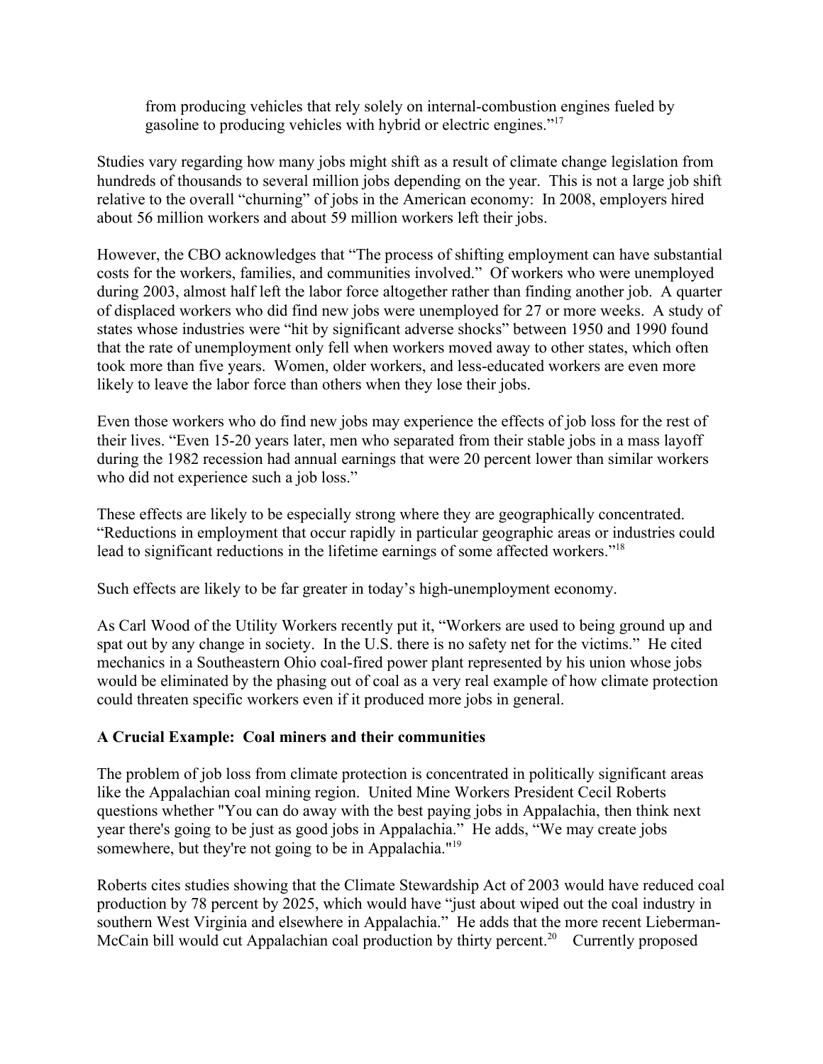> from producing vehicles that rely solely on internal-combustion engines fueled by gasoline to producing vehicles with hybrid or electric engines."[17]

Studies vary regarding how many jobs might shift as a result of climate change legislation from hundreds of thousands to several million jobs depending on the year. This is not a large job shift relative to the overall "churning" of jobs in the American economy: In 2008, employers hired about 56 million workers and about 59 million workers left their jobs.

However, the CBO acknowledges that "The process of shifting employment can have substantial costs for the workers, families, and communities involved." Of workers who were unemployed during 2003, almost half left the labor force altogether rather than finding another job. A quarter of displaced workers who did find new jobs were unemployed for 27 or more weeks. A study of states whose industries were "hit by significant adverse shocks" between 1950 and 1990 found that the rate of unemployment only fell when workers moved away to other states, which often took more than five years. Women, older workers, and less-educated workers are even more likely to leave the labor force than others when they lose their jobs.

Even those workers who do find new jobs may experience the effects of job loss for the rest of their lives. "Even 15-20 years later, men who separated from their stable jobs in a mass layoff during the 1982 recession had annual earnings that were 20 percent lower than similar workers who did not experience such a job loss."

These effects are likely to be especially strong where they are geographically concentrated. "Reductions in employment that occur rapidly in particular geographic areas or industries could lead to significant reductions in the lifetime earnings of some affected workers."[18]

Such effects are likely to be far greater in today's high-unemployment economy.

As Carl Wood of the Utility Workers recently put it, "Workers are used to being ground up and spat out by any change in society. In the U.S. there is no safety net for the victims." He cited mechanics in a Southeastern Ohio coal-fired power plant represented by his union whose jobs would be eliminated by the phasing out of coal as a very real example of how climate protection could threaten specific workers even if it produced more jobs in general.

**A Crucial Example: Coal miners and their communities**

The problem of job loss from climate protection is concentrated in politically significant areas like the Appalachian coal mining region. United Mine Workers President Cecil Roberts questions whether "You can do away with the best paying jobs in Appalachia, then think next year there's going to be just as good jobs in Appalachia." He adds, "We may create jobs somewhere, but they're not going to be in Appalachia."[19]

Roberts cites studies showing that the Climate Stewardship Act of 2003 would have reduced coal production by 78 percent by 2025, which would have "just about wiped out the coal industry in southern West Virginia and elsewhere in Appalachia." He adds that the more recent Lieberman-McCain bill would cut Appalachian coal production by thirty percent.[20] Currently proposed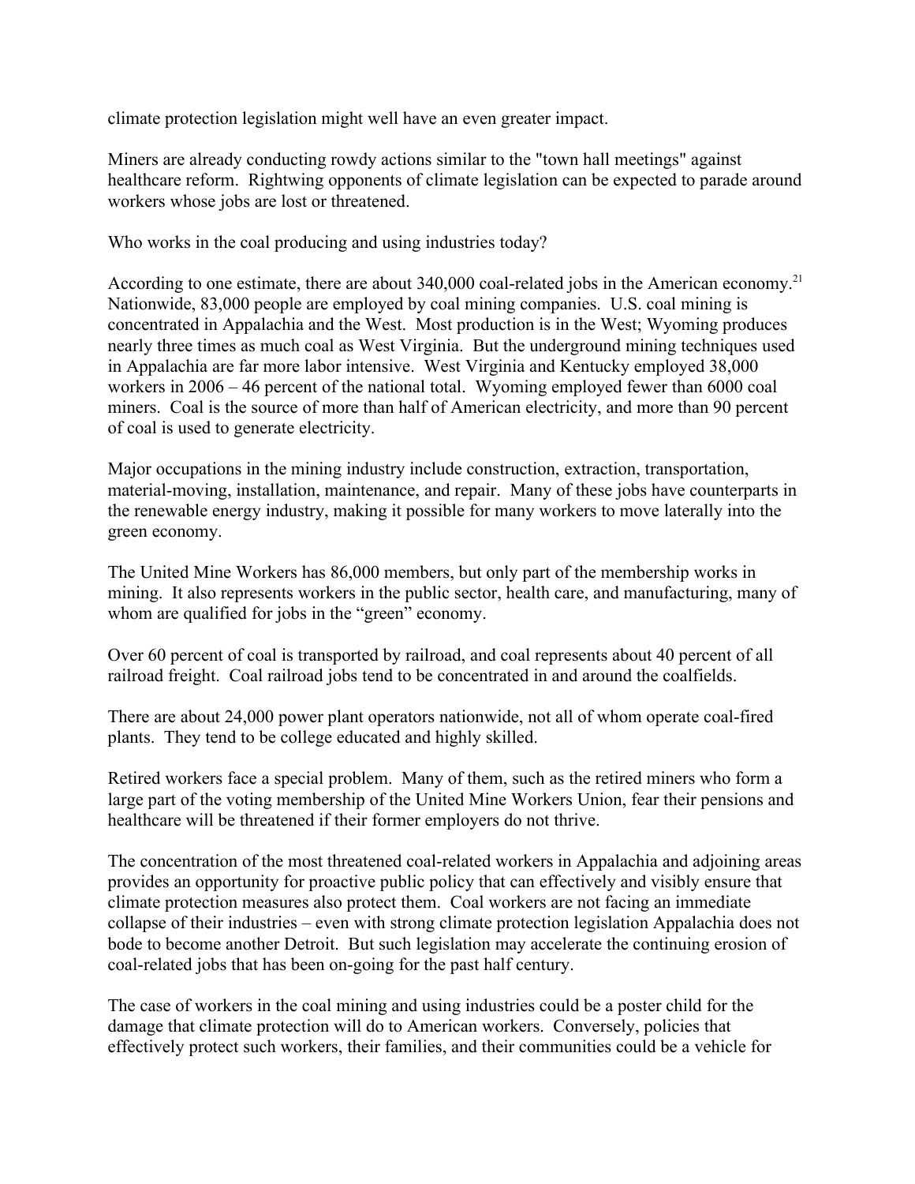climate protection legislation might well have an even greater impact.

Miners are already conducting rowdy actions similar to the "town hall meetings" against healthcare reform. Rightwing opponents of climate legislation can be expected to parade around workers whose jobs are lost or threatened.

Who works in the coal producing and using industries today?

According to one estimate, there are about 340,000 coal-related jobs in the American economy.[21] Nationwide, 83,000 people are employed by coal mining companies. U.S. coal mining is concentrated in Appalachia and the West. Most production is in the West; Wyoming produces nearly three times as much coal as West Virginia. But the underground mining techniques used in Appalachia are far more labor intensive. West Virginia and Kentucky employed 38,000 workers in 2006 – 46 percent of the national total. Wyoming employed fewer than 6000 coal miners. Coal is the source of more than half of American electricity, and more than 90 percent of coal is used to generate electricity.

Major occupations in the mining industry include construction, extraction, transportation, material-moving, installation, maintenance, and repair. Many of these jobs have counterparts in the renewable energy industry, making it possible for many workers to move laterally into the green economy.

The United Mine Workers has 86,000 members, but only part of the membership works in mining. It also represents workers in the public sector, health care, and manufacturing, many of whom are qualified for jobs in the "green" economy.

Over 60 percent of coal is transported by railroad, and coal represents about 40 percent of all railroad freight. Coal railroad jobs tend to be concentrated in and around the coalfields.

There are about 24,000 power plant operators nationwide, not all of whom operate coal-fired plants. They tend to be college educated and highly skilled.

Retired workers face a special problem. Many of them, such as the retired miners who form a large part of the voting membership of the United Mine Workers Union, fear their pensions and healthcare will be threatened if their former employers do not thrive.

The concentration of the most threatened coal-related workers in Appalachia and adjoining areas provides an opportunity for proactive public policy that can effectively and visibly ensure that climate protection measures also protect them. Coal workers are not facing an immediate collapse of their industries – even with strong climate protection legislation Appalachia does not bode to become another Detroit. But such legislation may accelerate the continuing erosion of coal-related jobs that has been on-going for the past half century.

The case of workers in the coal mining and using industries could be a poster child for the damage that climate protection will do to American workers. Conversely, policies that effectively protect such workers, their families, and their communities could be a vehicle for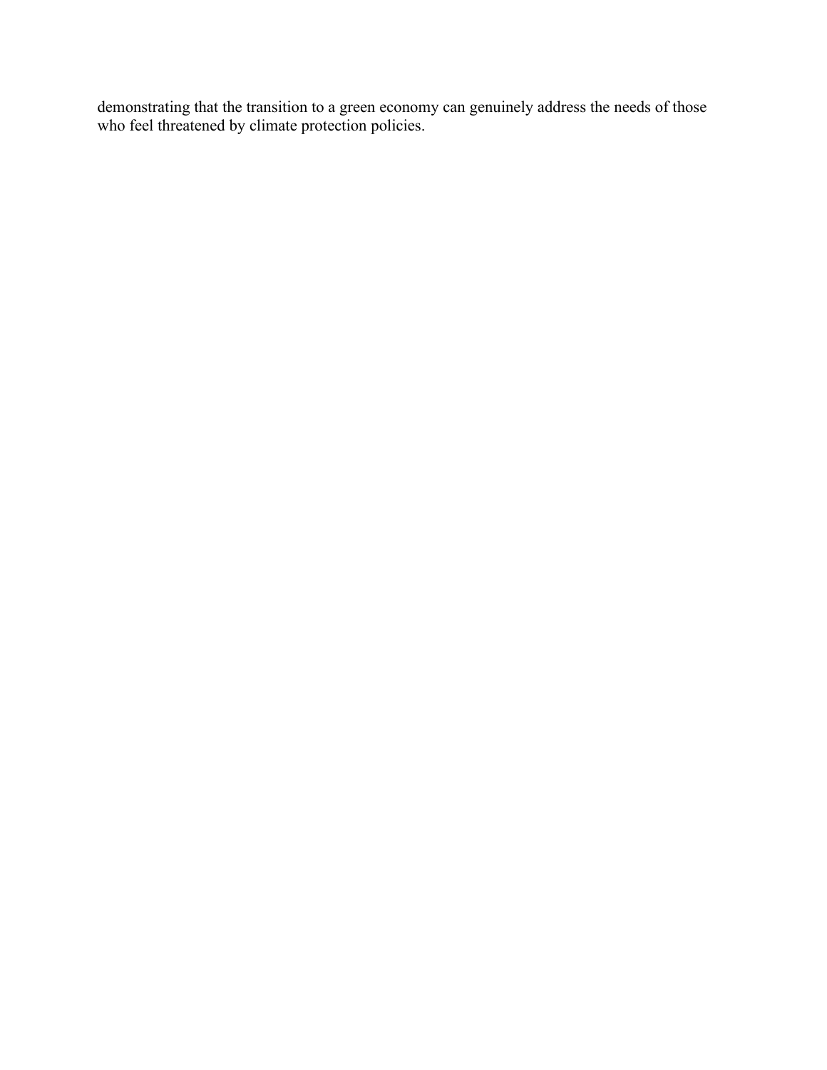demonstrating that the transition to a green economy can genuinely address the needs of those who feel threatened by climate protection policies.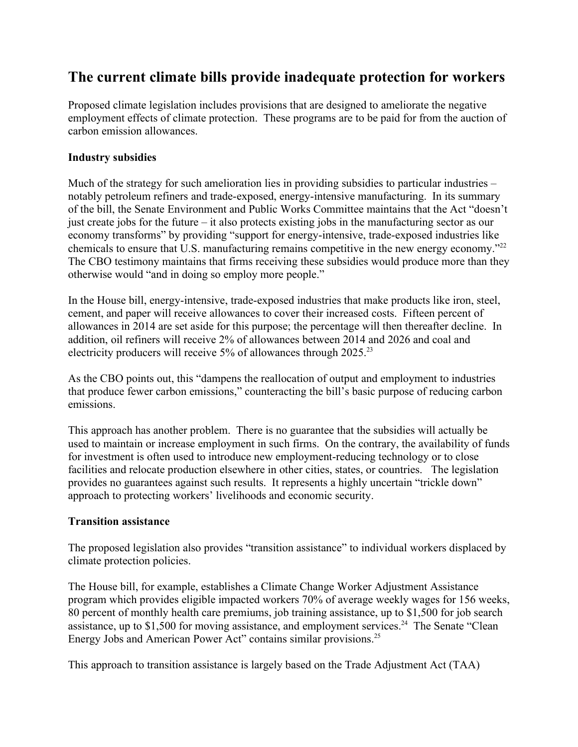## The current climate bills provide inadequate protection for workers

Proposed climate legislation includes provisions that are designed to ameliorate the negative employment effects of climate protection. These programs are to be paid for from the auction of carbon emission allowances.

### Industry subsidies

Much of the strategy for such amelioration lies in providing subsidies to particular industries – notably petroleum refiners and trade-exposed, energy-intensive manufacturing. In its summary of the bill, the Senate Environment and Public Works Committee maintains that the Act "doesn't just create jobs for the future – it also protects existing jobs in the manufacturing sector as our economy transforms" by providing "support for energy-intensive, trade-exposed industries like chemicals to ensure that U.S. manufacturing remains competitive in the new energy economy."[22] The CBO testimony maintains that firms receiving these subsidies would produce more than they otherwise would "and in doing so employ more people."

In the House bill, energy-intensive, trade-exposed industries that make products like iron, steel, cement, and paper will receive allowances to cover their increased costs. Fifteen percent of allowances in 2014 are set aside for this purpose; the percentage will then thereafter decline. In addition, oil refiners will receive 2% of allowances between 2014 and 2026 and coal and electricity producers will receive 5% of allowances through 2025.[23]

As the CBO points out, this "dampens the reallocation of output and employment to industries that produce fewer carbon emissions," counteracting the bill's basic purpose of reducing carbon emissions.

This approach has another problem. There is no guarantee that the subsidies will actually be used to maintain or increase employment in such firms. On the contrary, the availability of funds for investment is often used to introduce new employment-reducing technology or to close facilities and relocate production elsewhere in other cities, states, or countries. The legislation provides no guarantees against such results. It represents a highly uncertain "trickle down" approach to protecting workers' livelihoods and economic security.

### Transition assistance

The proposed legislation also provides "transition assistance" to individual workers displaced by climate protection policies.

The House bill, for example, establishes a Climate Change Worker Adjustment Assistance program which provides eligible impacted workers 70% of average weekly wages for 156 weeks, 80 percent of monthly health care premiums, job training assistance, up to $1,500 for job search assistance, up to $1,500 for moving assistance, and employment services.[24] The Senate "Clean Energy Jobs and American Power Act" contains similar provisions.[25]

This approach to transition assistance is largely based on the Trade Adjustment Act (TAA)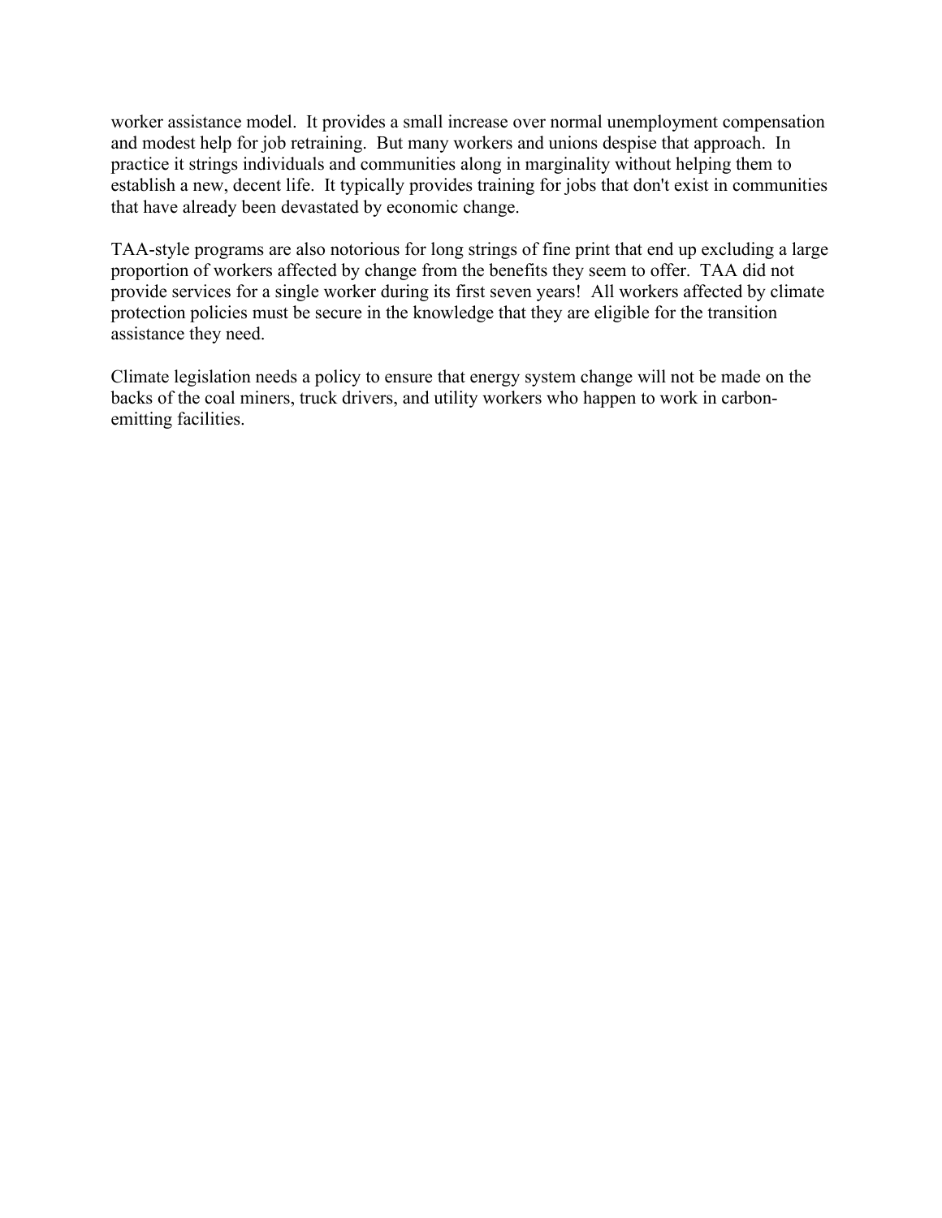worker assistance model. It provides a small increase over normal unemployment compensation and modest help for job retraining. But many workers and unions despise that approach. In practice it strings individuals and communities along in marginality without helping them to establish a new, decent life. It typically provides training for jobs that don't exist in communities that have already been devastated by economic change.

TAA-style programs are also notorious for long strings of fine print that end up excluding a large proportion of workers affected by change from the benefits they seem to offer. TAA did not provide services for a single worker during its first seven years! All workers affected by climate protection policies must be secure in the knowledge that they are eligible for the transition assistance they need.

Climate legislation needs a policy to ensure that energy system change will not be made on the backs of the coal miners, truck drivers, and utility workers who happen to work in carbon-emitting facilities.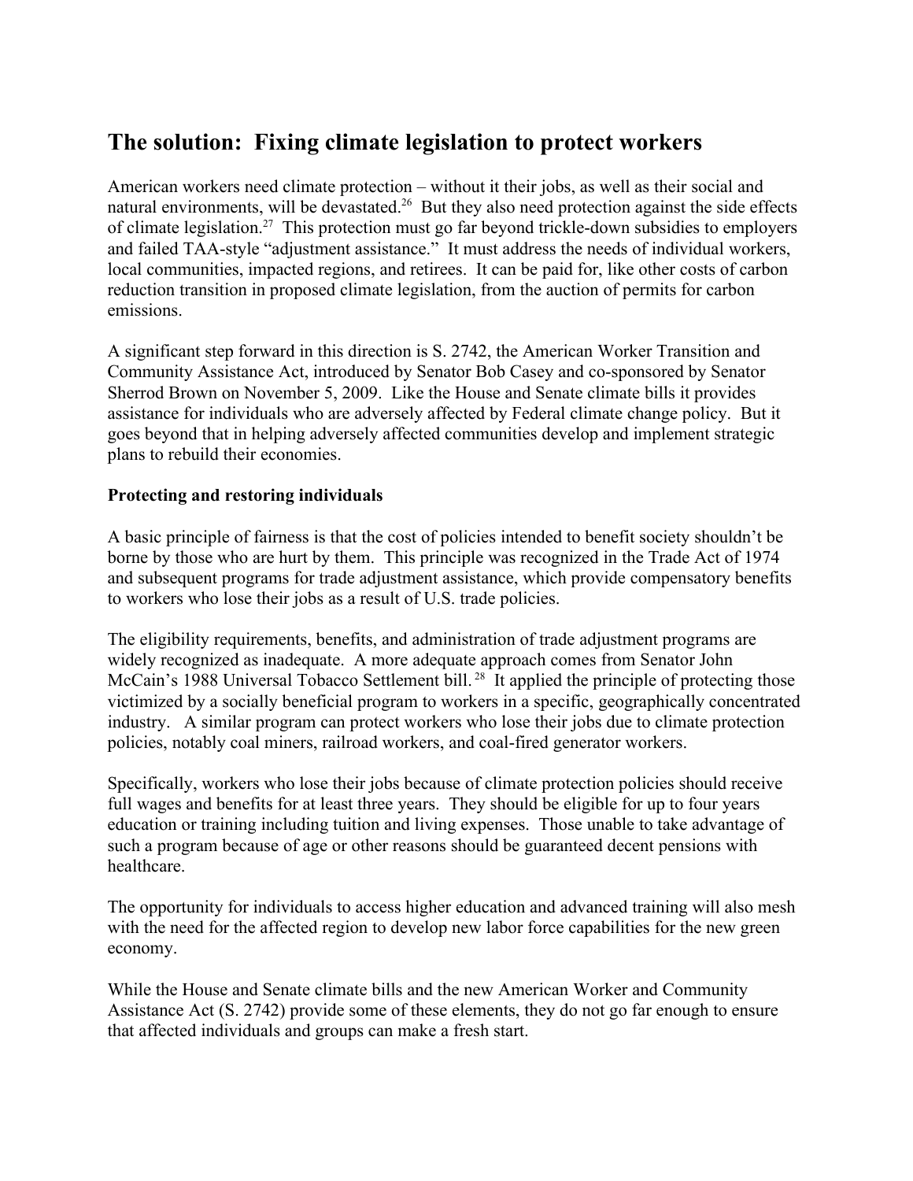## The solution: Fixing climate legislation to protect workers

American workers need climate protection – without it their jobs, as well as their social and natural environments, will be devastated.[26] But they also need protection against the side effects of climate legislation.[27] This protection must go far beyond trickle-down subsidies to employers and failed TAA-style "adjustment assistance." It must address the needs of individual workers, local communities, impacted regions, and retirees. It can be paid for, like other costs of carbon reduction transition in proposed climate legislation, from the auction of permits for carbon emissions.

A significant step forward in this direction is S. 2742, the American Worker Transition and Community Assistance Act, introduced by Senator Bob Casey and co-sponsored by Senator Sherrod Brown on November 5, 2009. Like the House and Senate climate bills it provides assistance for individuals who are adversely affected by Federal climate change policy. But it goes beyond that in helping adversely affected communities develop and implement strategic plans to rebuild their economies.

**Protecting and restoring individuals**

A basic principle of fairness is that the cost of policies intended to benefit society shouldn't be borne by those who are hurt by them. This principle was recognized in the Trade Act of 1974 and subsequent programs for trade adjustment assistance, which provide compensatory benefits to workers who lose their jobs as a result of U.S. trade policies.

The eligibility requirements, benefits, and administration of trade adjustment programs are widely recognized as inadequate. A more adequate approach comes from Senator John McCain's 1988 Universal Tobacco Settlement bill.[28] It applied the principle of protecting those victimized by a socially beneficial program to workers in a specific, geographically concentrated industry. A similar program can protect workers who lose their jobs due to climate protection policies, notably coal miners, railroad workers, and coal-fired generator workers.

Specifically, workers who lose their jobs because of climate protection policies should receive full wages and benefits for at least three years. They should be eligible for up to four years education or training including tuition and living expenses. Those unable to take advantage of such a program because of age or other reasons should be guaranteed decent pensions with healthcare.

The opportunity for individuals to access higher education and advanced training will also mesh with the need for the affected region to develop new labor force capabilities for the new green economy.

While the House and Senate climate bills and the new American Worker and Community Assistance Act (S. 2742) provide some of these elements, they do not go far enough to ensure that affected individuals and groups can make a fresh start.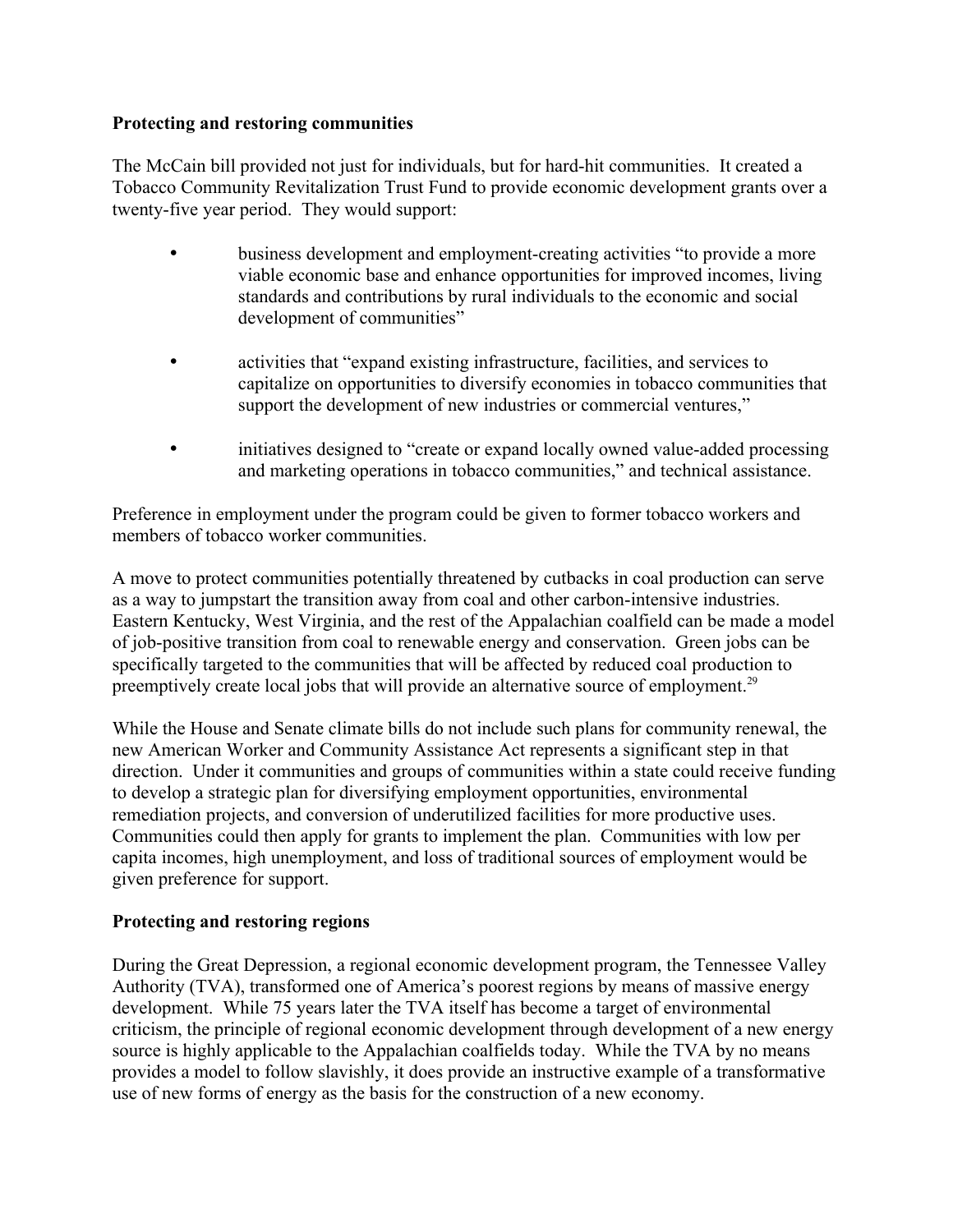**Protecting and restoring communities**

The McCain bill provided not just for individuals, but for hard-hit communities. It created a Tobacco Community Revitalization Trust Fund to provide economic development grants over a twenty-five year period. They would support:

- business development and employment-creating activities "to provide a more viable economic base and enhance opportunities for improved incomes, living standards and contributions by rural individuals to the economic and social development of communities"

- activities that "expand existing infrastructure, facilities, and services to capitalize on opportunities to diversify economies in tobacco communities that support the development of new industries or commercial ventures,"

- initiatives designed to "create or expand locally owned value-added processing and marketing operations in tobacco communities," and technical assistance.

Preference in employment under the program could be given to former tobacco workers and members of tobacco worker communities.

A move to protect communities potentially threatened by cutbacks in coal production can serve as a way to jumpstart the transition away from coal and other carbon-intensive industries. Eastern Kentucky, West Virginia, and the rest of the Appalachian coalfield can be made a model of job-positive transition from coal to renewable energy and conservation. Green jobs can be specifically targeted to the communities that will be affected by reduced coal production to preemptively create local jobs that will provide an alternative source of employment.[29]

While the House and Senate climate bills do not include such plans for community renewal, the new American Worker and Community Assistance Act represents a significant step in that direction. Under it communities and groups of communities within a state could receive funding to develop a strategic plan for diversifying employment opportunities, environmental remediation projects, and conversion of underutilized facilities for more productive uses. Communities could then apply for grants to implement the plan. Communities with low per capita incomes, high unemployment, and loss of traditional sources of employment would be given preference for support.

**Protecting and restoring regions**

During the Great Depression, a regional economic development program, the Tennessee Valley Authority (TVA), transformed one of America's poorest regions by means of massive energy development. While 75 years later the TVA itself has become a target of environmental criticism, the principle of regional economic development through development of a new energy source is highly applicable to the Appalachian coalfields today. While the TVA by no means provides a model to follow slavishly, it does provide an instructive example of a transformative use of new forms of energy as the basis for the construction of a new economy.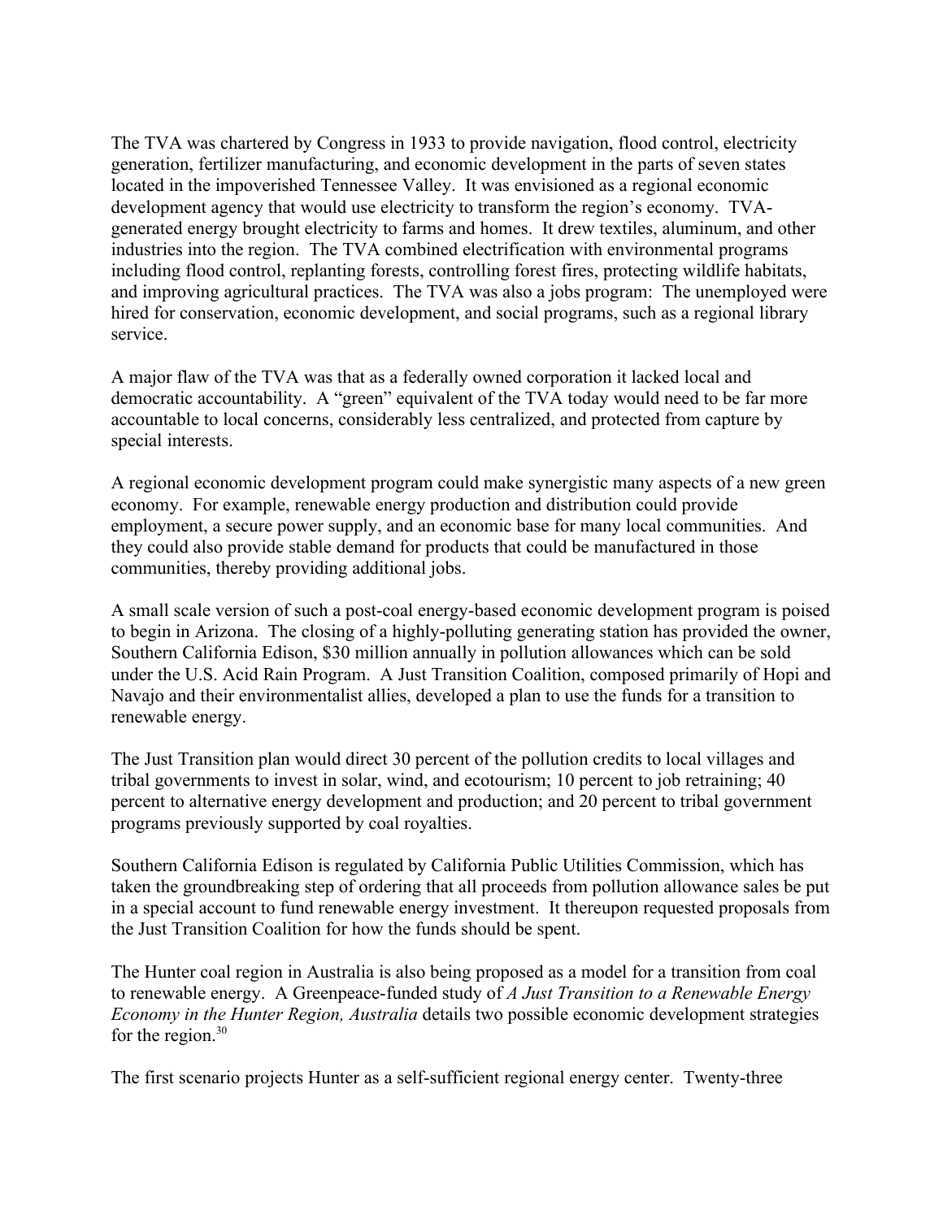The TVA was chartered by Congress in 1933 to provide navigation, flood control, electricity generation, fertilizer manufacturing, and economic development in the parts of seven states located in the impoverished Tennessee Valley. It was envisioned as a regional economic development agency that would use electricity to transform the region's economy. TVA-generated energy brought electricity to farms and homes. It drew textiles, aluminum, and other industries into the region. The TVA combined electrification with environmental programs including flood control, replanting forests, controlling forest fires, protecting wildlife habitats, and improving agricultural practices. The TVA was also a jobs program: The unemployed were hired for conservation, economic development, and social programs, such as a regional library service.

A major flaw of the TVA was that as a federally owned corporation it lacked local and democratic accountability. A "green" equivalent of the TVA today would need to be far more accountable to local concerns, considerably less centralized, and protected from capture by special interests.

A regional economic development program could make synergistic many aspects of a new green economy. For example, renewable energy production and distribution could provide employment, a secure power supply, and an economic base for many local communities. And they could also provide stable demand for products that could be manufactured in those communities, thereby providing additional jobs.

A small scale version of such a post-coal energy-based economic development program is poised to begin in Arizona. The closing of a highly-polluting generating station has provided the owner, Southern California Edison, $30 million annually in pollution allowances which can be sold under the U.S. Acid Rain Program. A Just Transition Coalition, composed primarily of Hopi and Navajo and their environmentalist allies, developed a plan to use the funds for a transition to renewable energy.

The Just Transition plan would direct 30 percent of the pollution credits to local villages and tribal governments to invest in solar, wind, and ecotourism; 10 percent to job retraining; 40 percent to alternative energy development and production; and 20 percent to tribal government programs previously supported by coal royalties.

Southern California Edison is regulated by California Public Utilities Commission, which has taken the groundbreaking step of ordering that all proceeds from pollution allowance sales be put in a special account to fund renewable energy investment. It thereupon requested proposals from the Just Transition Coalition for how the funds should be spent.

The Hunter coal region in Australia is also being proposed as a model for a transition from coal to renewable energy. A Greenpeace-funded study of *A Just Transition to a Renewable Energy Economy in the Hunter Region, Australia* details two possible economic development strategies for the region.[30]

The first scenario projects Hunter as a self-sufficient regional energy center. Twenty-three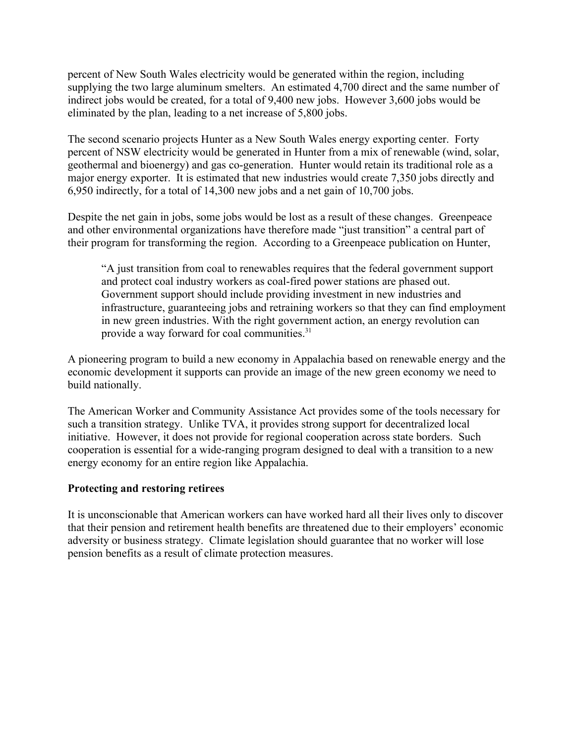percent of New South Wales electricity would be generated within the region, including supplying the two large aluminum smelters. An estimated 4,700 direct and the same number of indirect jobs would be created, for a total of 9,400 new jobs. However 3,600 jobs would be eliminated by the plan, leading to a net increase of 5,800 jobs.

The second scenario projects Hunter as a New South Wales energy exporting center. Forty percent of NSW electricity would be generated in Hunter from a mix of renewable (wind, solar, geothermal and bioenergy) and gas co-generation. Hunter would retain its traditional role as a major energy exporter. It is estimated that new industries would create 7,350 jobs directly and 6,950 indirectly, for a total of 14,300 new jobs and a net gain of 10,700 jobs.

Despite the net gain in jobs, some jobs would be lost as a result of these changes. Greenpeace and other environmental organizations have therefore made "just transition" a central part of their program for transforming the region. According to a Greenpeace publication on Hunter,

> "A just transition from coal to renewables requires that the federal government support and protect coal industry workers as coal-fired power stations are phased out. Government support should include providing investment in new industries and infrastructure, guaranteeing jobs and retraining workers so that they can find employment in new green industries. With the right government action, an energy revolution can provide a way forward for coal communities.[31]

A pioneering program to build a new economy in Appalachia based on renewable energy and the economic development it supports can provide an image of the new green economy we need to build nationally.

The American Worker and Community Assistance Act provides some of the tools necessary for such a transition strategy. Unlike TVA, it provides strong support for decentralized local initiative. However, it does not provide for regional cooperation across state borders. Such cooperation is essential for a wide-ranging program designed to deal with a transition to a new energy economy for an entire region like Appalachia.

**Protecting and restoring retirees**

It is unconscionable that American workers can have worked hard all their lives only to discover that their pension and retirement health benefits are threatened due to their employers' economic adversity or business strategy. Climate legislation should guarantee that no worker will lose pension benefits as a result of climate protection measures.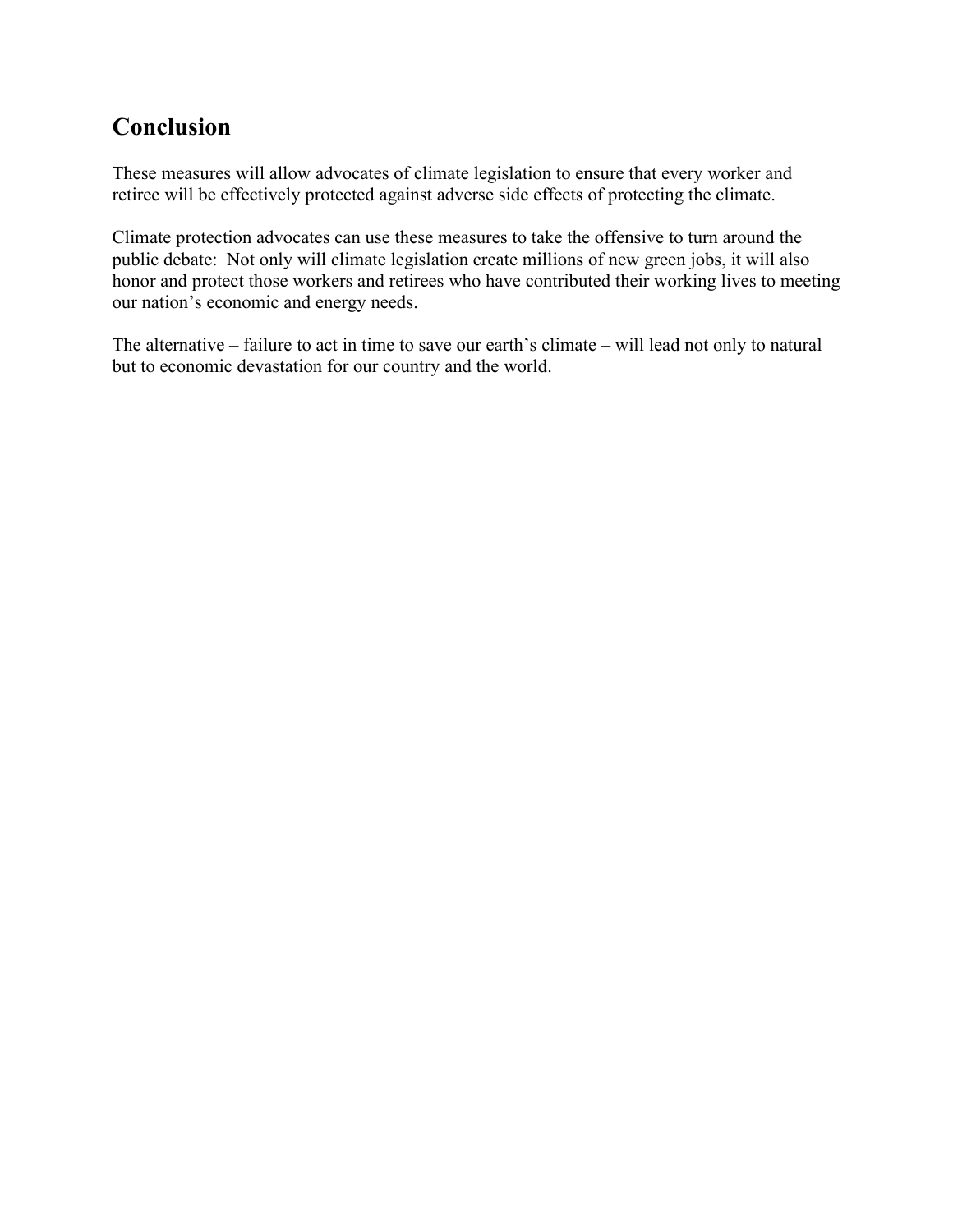## Conclusion

These measures will allow advocates of climate legislation to ensure that every worker and retiree will be effectively protected against adverse side effects of protecting the climate.

Climate protection advocates can use these measures to take the offensive to turn around the public debate: Not only will climate legislation create millions of new green jobs, it will also honor and protect those workers and retirees who have contributed their working lives to meeting our nation's economic and energy needs.

The alternative – failure to act in time to save our earth's climate – will lead not only to natural but to economic devastation for our country and the world.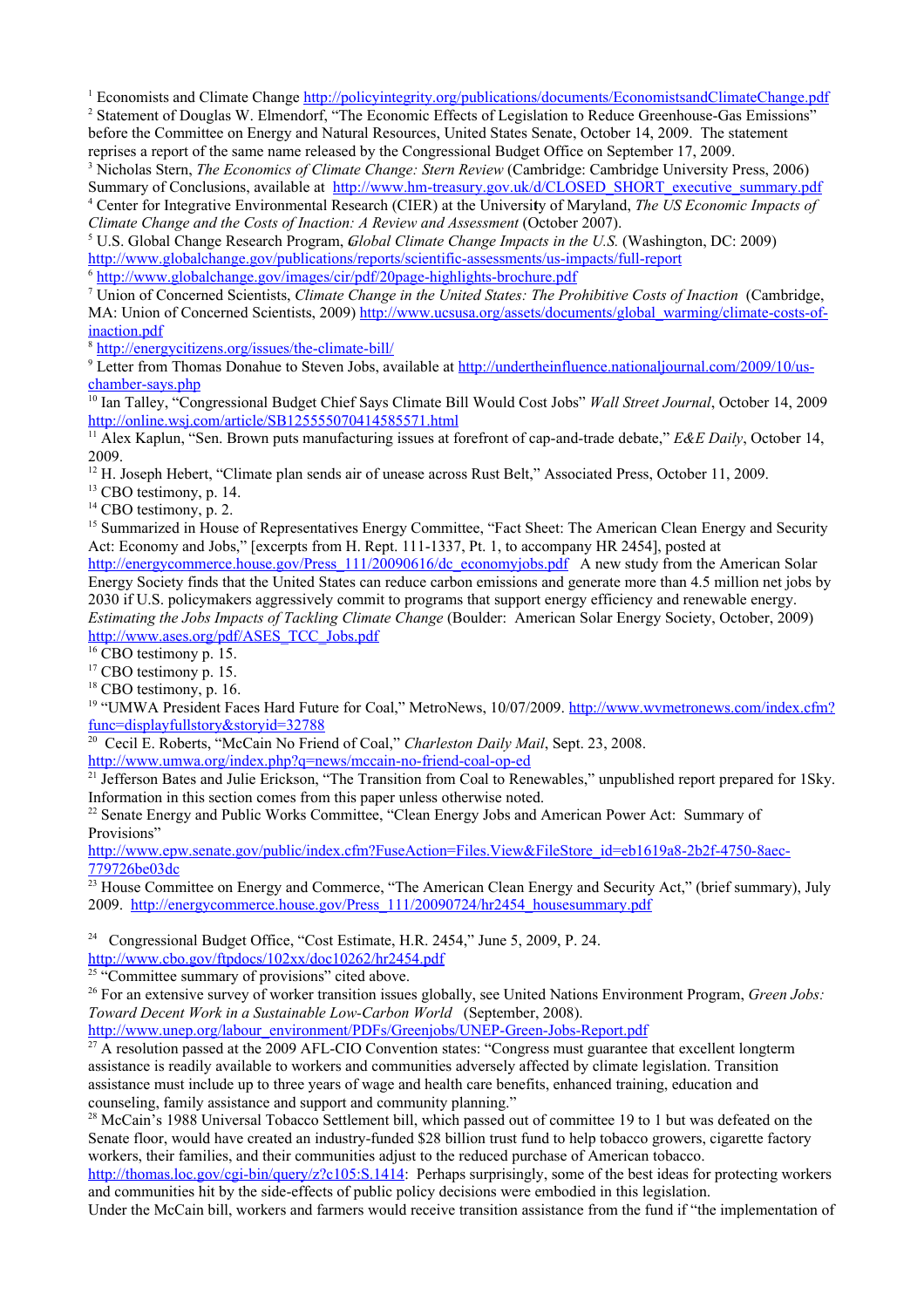[1] Economists and Climate Change http://policyintegrity.org/publications/documents/EconomistsandClimateChange.pdf

[2] Statement of Douglas W. Elmendorf, "The Economic Effects of Legislation to Reduce Greenhouse-Gas Emissions" before the Committee on Energy and Natural Resources, United States Senate, October 14, 2009. The statement reprises a report of the same name released by the Congressional Budget Office on September 17, 2009.

[3] Nicholas Stern, *The Economics of Climate Change: Stern Review* (Cambridge: Cambridge University Press, 2006) Summary of Conclusions, available at http://www.hm-treasury.gov.uk/d/CLOSED_SHORT_executive_summary.pdf

[4] Center for Integrative Environmental Research (CIER) at the University of Maryland, *The US Economic Impacts of Climate Change and the Costs of Inaction: A Review and Assessment* (October 2007).

[5] U.S. Global Change Research Program, *Global Climate Change Impacts in the U.S.* (Washington, DC: 2009) http://www.globalchange.gov/publications/reports/scientific-assessments/us-impacts/full-report

[6] http://www.globalchange.gov/images/cir/pdf/20page-highlights-brochure.pdf

[7] Union of Concerned Scientists, *Climate Change in the United States: The Prohibitive Costs of Inaction* (Cambridge, MA: Union of Concerned Scientists, 2009) http://www.ucsusa.org/assets/documents/global_warming/climate-costs-of-inaction.pdf

[8] http://energycitizens.org/issues/the-climate-bill/

[9] Letter from Thomas Donahue to Steven Jobs, available at http://undertheinfluence.nationaljournal.com/2009/10/us-chamber-says.php

[10] Ian Talley, "Congressional Budget Chief Says Climate Bill Would Cost Jobs" *Wall Street Journal*, October 14, 2009 http://online.wsj.com/article/SB125555070414585571.html

[11] Alex Kaplun, "Sen. Brown puts manufacturing issues at forefront of cap-and-trade debate," *E&E Daily*, October 14, 2009.

[12] H. Joseph Hebert, "Climate plan sends air of unease across Rust Belt," Associated Press, October 11, 2009.

[13] CBO testimony, p. 14.

[14] CBO testimony, p. 2.

[15] Summarized in House of Representatives Energy Committee, "Fact Sheet: The American Clean Energy and Security Act: Economy and Jobs," [excerpts from H. Rept. 111-1337, Pt. 1, to accompany HR 2454], posted at http://energycommerce.house.gov/Press_111/20090616/dc_economyjobs.pdf A new study from the American Solar Energy Society finds that the United States can reduce carbon emissions and generate more than 4.5 million net jobs by 2030 if U.S. policymakers aggressively commit to programs that support energy efficiency and renewable energy. *Estimating the Jobs Impacts of Tackling Climate Change* (Boulder: American Solar Energy Society, October, 2009) http://www.ases.org/pdf/ASES_TCC_Jobs.pdf

[16] CBO testimony p. 15.

[17] CBO testimony p. 15.

[18] CBO testimony, p. 16.

[19] "UMWA President Faces Hard Future for Coal," MetroNews, 10/07/2009. http://www.wvmetronews.com/index.cfm?func=displayfullstory&storyid=32788

[20] Cecil E. Roberts, "McCain No Friend of Coal," *Charleston Daily Mail*, Sept. 23, 2008. http://www.umwa.org/index.php?q=news/mccain-no-friend-coal-op-ed

[21] Jefferson Bates and Julie Erickson, "The Transition from Coal to Renewables," unpublished report prepared for 1Sky. Information in this section comes from this paper unless otherwise noted.

[22] Senate Energy and Public Works Committee, "Clean Energy Jobs and American Power Act: Summary of Provisions" http://www.epw.senate.gov/public/index.cfm?FuseAction=Files.View&FileStore_id=eb1619a8-2b2f-4750-8aec-779726be03dc

[23] House Committee on Energy and Commerce, "The American Clean Energy and Security Act," (brief summary), July 2009. http://energycommerce.house.gov/Press_111/20090724/hr2454_housesummary.pdf

[24] Congressional Budget Office, "Cost Estimate, H.R. 2454," June 5, 2009, P. 24. http://www.cbo.gov/ftpdocs/102xx/doc10262/hr2454.pdf

[25] "Committee summary of provisions" cited above.

[26] For an extensive survey of worker transition issues globally, see United Nations Environment Program, *Green Jobs: Toward Decent Work in a Sustainable Low-Carbon World* (September, 2008). http://www.unep.org/labour_environment/PDFs/Greenjobs/UNEP-Green-Jobs-Report.pdf

[27] A resolution passed at the 2009 AFL-CIO Convention states: "Congress must guarantee that excellent longterm assistance is readily available to workers and communities adversely affected by climate legislation. Transition assistance must include up to three years of wage and health care benefits, enhanced training, education and counseling, family assistance and support and community planning."

[28] McCain's 1988 Universal Tobacco Settlement bill, which passed out of committee 19 to 1 but was defeated on the Senate floor, would have created an industry-funded $28 billion trust fund to help tobacco growers, cigarette factory workers, their families, and their communities adjust to the reduced purchase of American tobacco. http://thomas.loc.gov/cgi-bin/query/z?c105:S.1414: Perhaps surprisingly, some of the best ideas for protecting workers and communities hit by the side-effects of public policy decisions were embodied in this legislation.

Under the McCain bill, workers and farmers would receive transition assistance from the fund if "the implementation of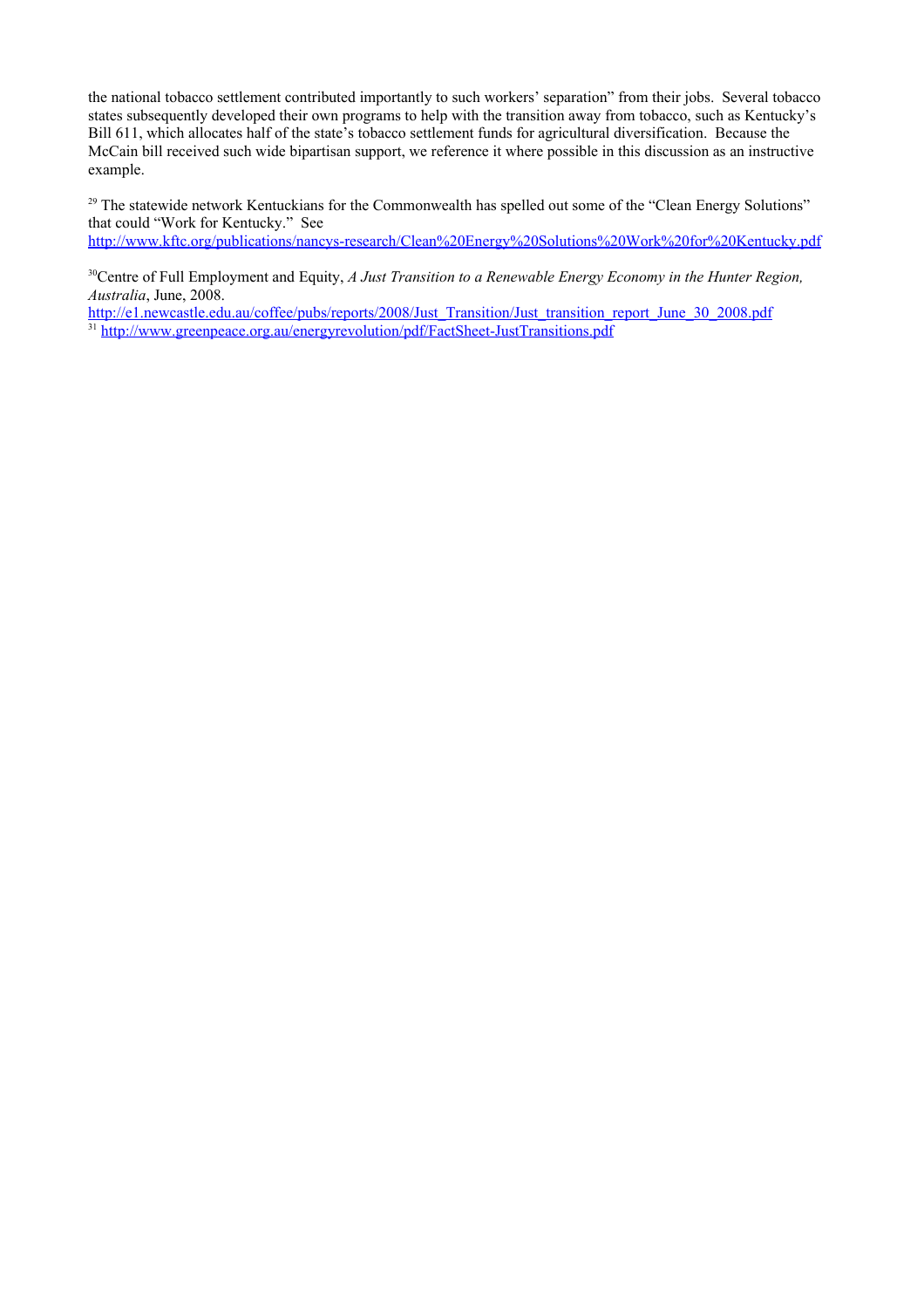the national tobacco settlement contributed importantly to such workers' separation" from their jobs. Several tobacco states subsequently developed their own programs to help with the transition away from tobacco, such as Kentucky's Bill 611, which allocates half of the state's tobacco settlement funds for agricultural diversification. Because the McCain bill received such wide bipartisan support, we reference it where possible in this discussion as an instructive example.

[29] The statewide network Kentuckians for the Commonwealth has spelled out some of the "Clean Energy Solutions" that could "Work for Kentucky." See http://www.kftc.org/publications/nancys-research/Clean%20Energy%20Solutions%20Work%20for%20Kentucky.pdf

[30] Centre of Full Employment and Equity, *A Just Transition to a Renewable Energy Economy in the Hunter Region, Australia*, June, 2008.
http://e1.newcastle.edu.au/coffee/pubs/reports/2008/Just_Transition/Just_transition_report_June_30_2008.pdf

[31] http://www.greenpeace.org.au/energyrevolution/pdf/FactSheet-JustTransitions.pdf